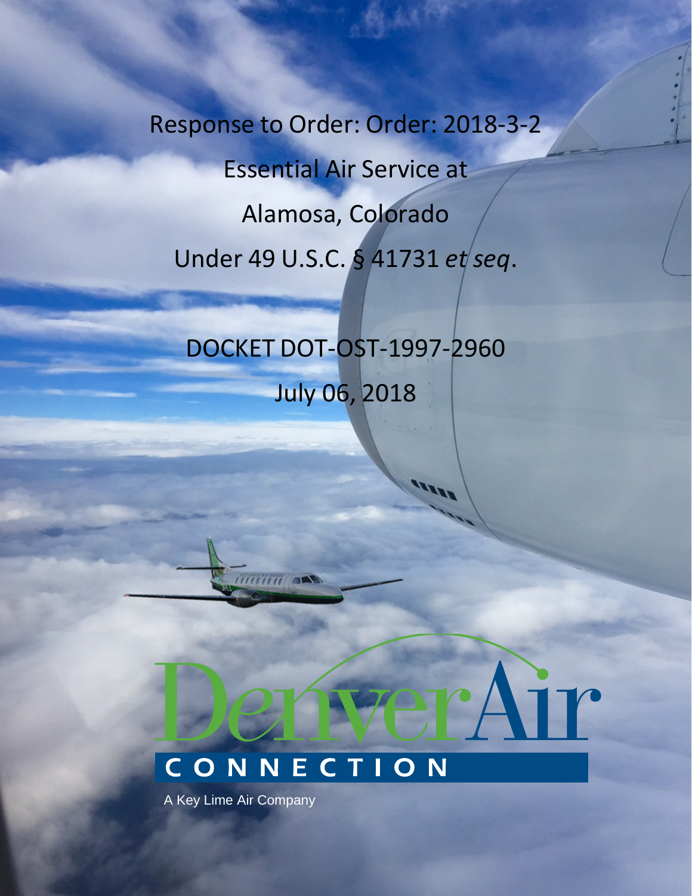# Response to Order: Order: 2018-3-2

# Essential Air Service at

# Alamosa, Colorado

# Under 49 U.S.C. § 41731 *et seq*.

## DOCKET DOT-OST-1997-2960

## July 06, 2018

DenverAir

CONNECTION

A Key Lime Air Company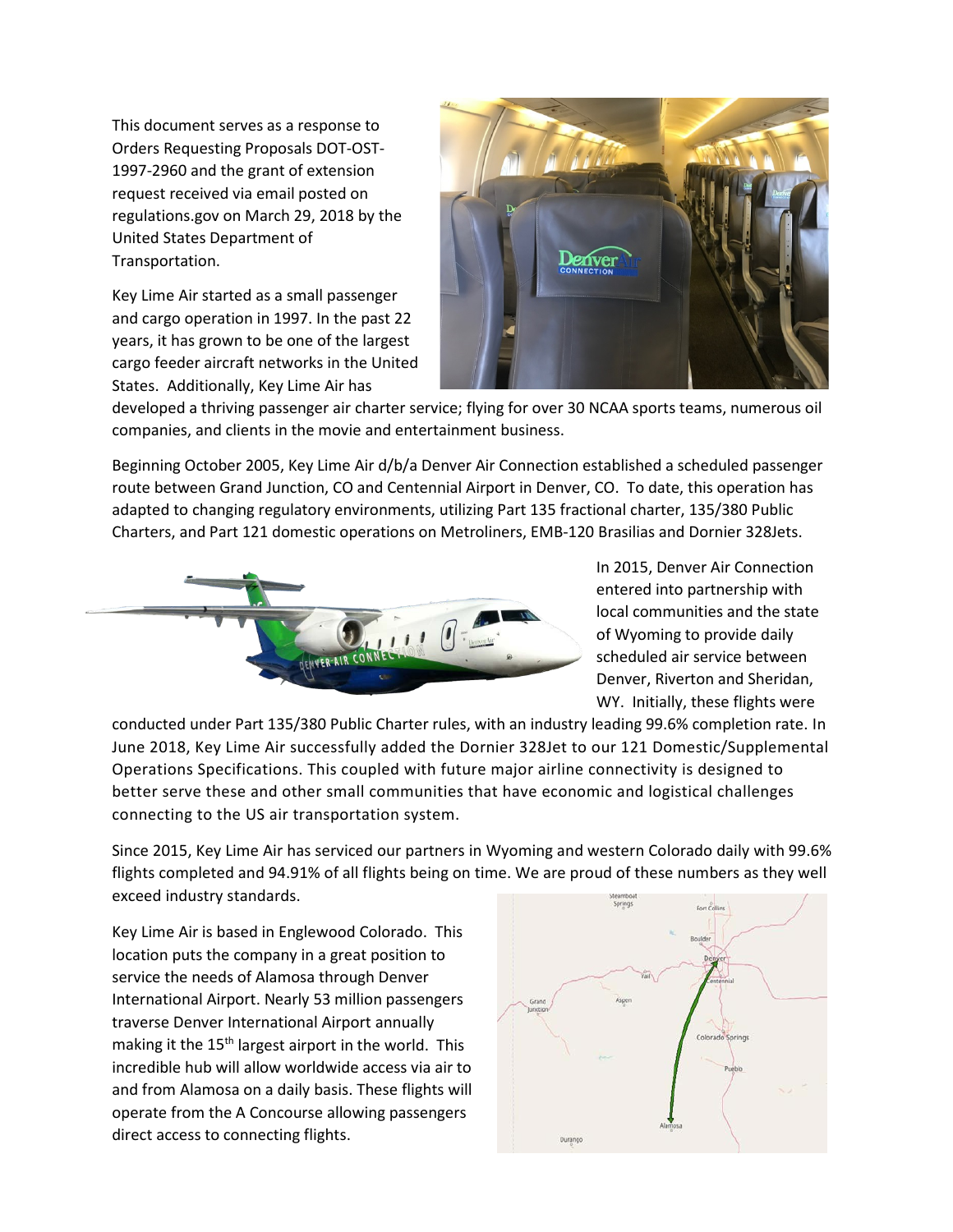This document serves as a response to Orders Requesting Proposals DOT-OST-1997-2960 and the grant of extension request received via email posted on regulations.gov on March 29, 2018 by the United States Department of Transportation.

Key Lime Air started as a small passenger and cargo operation in 1997. In the past 22 years, it has grown to be one of the largest cargo feeder aircraft networks in the United States. Additionally, Key Lime Air has developed a thriving passenger air charter service; flying for over 30 NCAA sports teams, numerous oil companies, and clients in the movie and entertainment business.

Beginning October 2005, Key Lime Air d/b/a Denver Air Connection established a scheduled passenger route between Grand Junction, CO and Centennial Airport in Denver, CO. To date, this operation has adapted to changing regulatory environments, utilizing Part 135 fractional charter, 135/380 Public Charters, and Part 121 domestic operations on Metroliners, EMB-120 Brasilias and Dornier 328Jets.

In 2015, Denver Air Connection entered into partnership with local communities and the state of Wyoming to provide daily scheduled air service between Denver, Riverton and Sheridan, WY. Initially, these flights were conducted under Part 135/380 Public Charter rules, with an industry leading 99.6% completion rate. In June 2018, Key Lime Air successfully added the Dornier 328Jet to our 121 Domestic/Supplemental Operations Specifications. This coupled with future major airline connectivity is designed to better serve these and other small communities that have economic and logistical challenges connecting to the US air transportation system.

Since 2015, Key Lime Air has serviced our partners in Wyoming and western Colorado daily with 99.6% flights completed and 94.91% of all flights being on time. We are proud of these numbers as they well exceed industry standards.

Key Lime Air is based in Englewood Colorado. This location puts the company in a great position to service the needs of Alamosa through Denver International Airport. Nearly 53 million passengers traverse Denver International Airport annually making it the 15th largest airport in the world. This incredible hub will allow worldwide access via air to and from Alamosa on a daily basis. These flights will operate from the A Concourse allowing passengers direct access to connecting flights.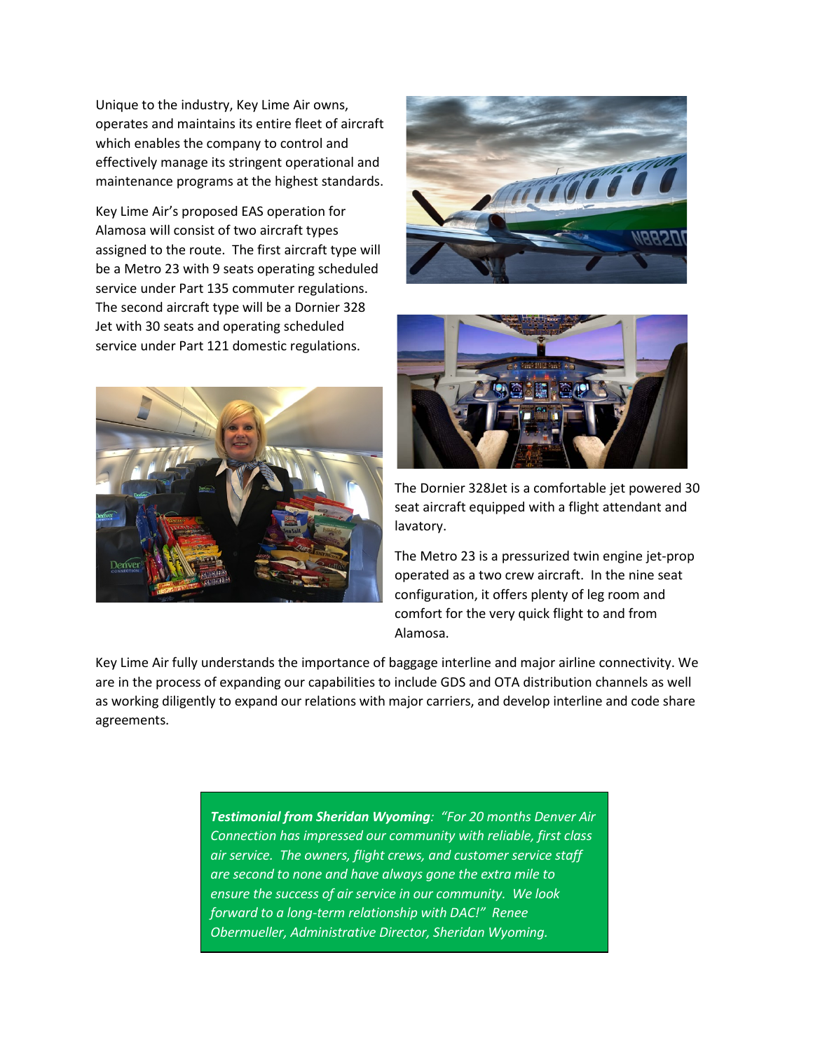Unique to the industry, Key Lime Air owns, operates and maintains its entire fleet of aircraft which enables the company to control and effectively manage its stringent operational and maintenance programs at the highest standards.

Key Lime Air's proposed EAS operation for Alamosa will consist of two aircraft types assigned to the route. The first aircraft type will be a Metro 23 with 9 seats operating scheduled service under Part 135 commuter regulations. The second aircraft type will be a Dornier 328 Jet with 30 seats and operating scheduled service under Part 121 domestic regulations.

The Dornier 328Jet is a comfortable jet powered 30 seat aircraft equipped with a flight attendant and lavatory.

The Metro 23 is a pressurized twin engine jet-prop operated as a two crew aircraft. In the nine seat configuration, it offers plenty of leg room and comfort for the very quick flight to and from Alamosa.

Key Lime Air fully understands the importance of baggage interline and major airline connectivity. We are in the process of expanding our capabilities to include GDS and OTA distribution channels as well as working diligently to expand our relations with major carriers, and develop interline and code share agreements.

> ***Testimonial from Sheridan Wyoming**: "For 20 months Denver Air Connection has impressed our community with reliable, first class air service. The owners, flight crews, and customer service staff are second to none and have always gone the extra mile to ensure the success of air service in our community. We look forward to a long-term relationship with DAC!" Renee Obermueller, Administrative Director, Sheridan Wyoming.*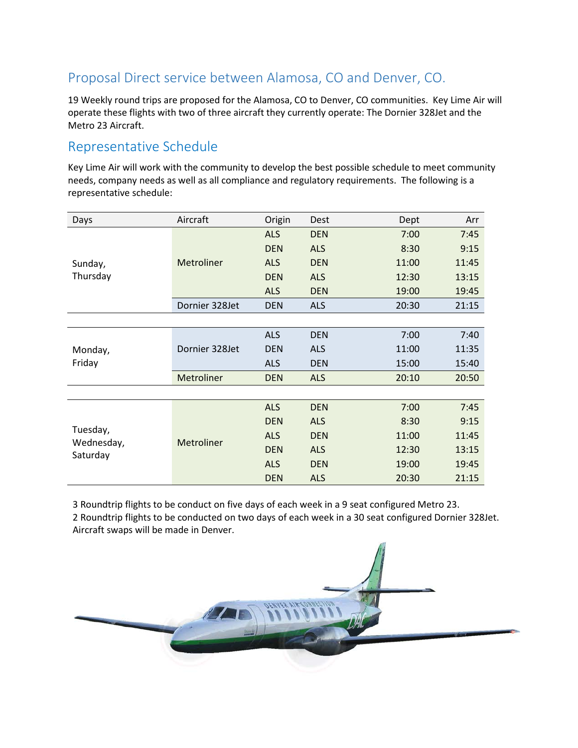## Proposal Direct service between Alamosa, CO and Denver, CO.

19 Weekly round trips are proposed for the Alamosa, CO to Denver, CO communities. Key Lime Air will operate these flights with two of three aircraft they currently operate: The Dornier 328Jet and the Metro 23 Aircraft.

## Representative Schedule

Key Lime Air will work with the community to develop the best possible schedule to meet community needs, company needs as well as all compliance and regulatory requirements. The following is a representative schedule:

| Days | Aircraft | Origin | Dest | Dept | Arr |
|---|---|---|---|---|---|
| Sunday, Thursday | Metroliner | ALS | DEN | 7:00 | 7:45 |
| | | DEN | ALS | 8:30 | 9:15 |
| | | ALS | DEN | 11:00 | 11:45 |
| | | DEN | ALS | 12:30 | 13:15 |
| | | ALS | DEN | 19:00 | 19:45 |
| | Dornier 328Jet | DEN | ALS | 20:30 | 21:15 |
| Monday, Friday | Dornier 328Jet | ALS | DEN | 7:00 | 7:40 |
| | | DEN | ALS | 11:00 | 11:35 |
| | | ALS | DEN | 15:00 | 15:40 |
| | Metroliner | DEN | ALS | 20:10 | 20:50 |
| Tuesday, Wednesday, Saturday | Metroliner | ALS | DEN | 7:00 | 7:45 |
| | | DEN | ALS | 8:30 | 9:15 |
| | | ALS | DEN | 11:00 | 11:45 |
| | | DEN | ALS | 12:30 | 13:15 |
| | | ALS | DEN | 19:00 | 19:45 |
| | | DEN | ALS | 20:30 | 21:15 |

3 Roundtrip flights to be conduct on five days of each week in a 9 seat configured Metro 23.
2 Roundtrip flights to be conducted on two days of each week in a 30 seat configured Dornier 328Jet.
Aircraft swaps will be made in Denver.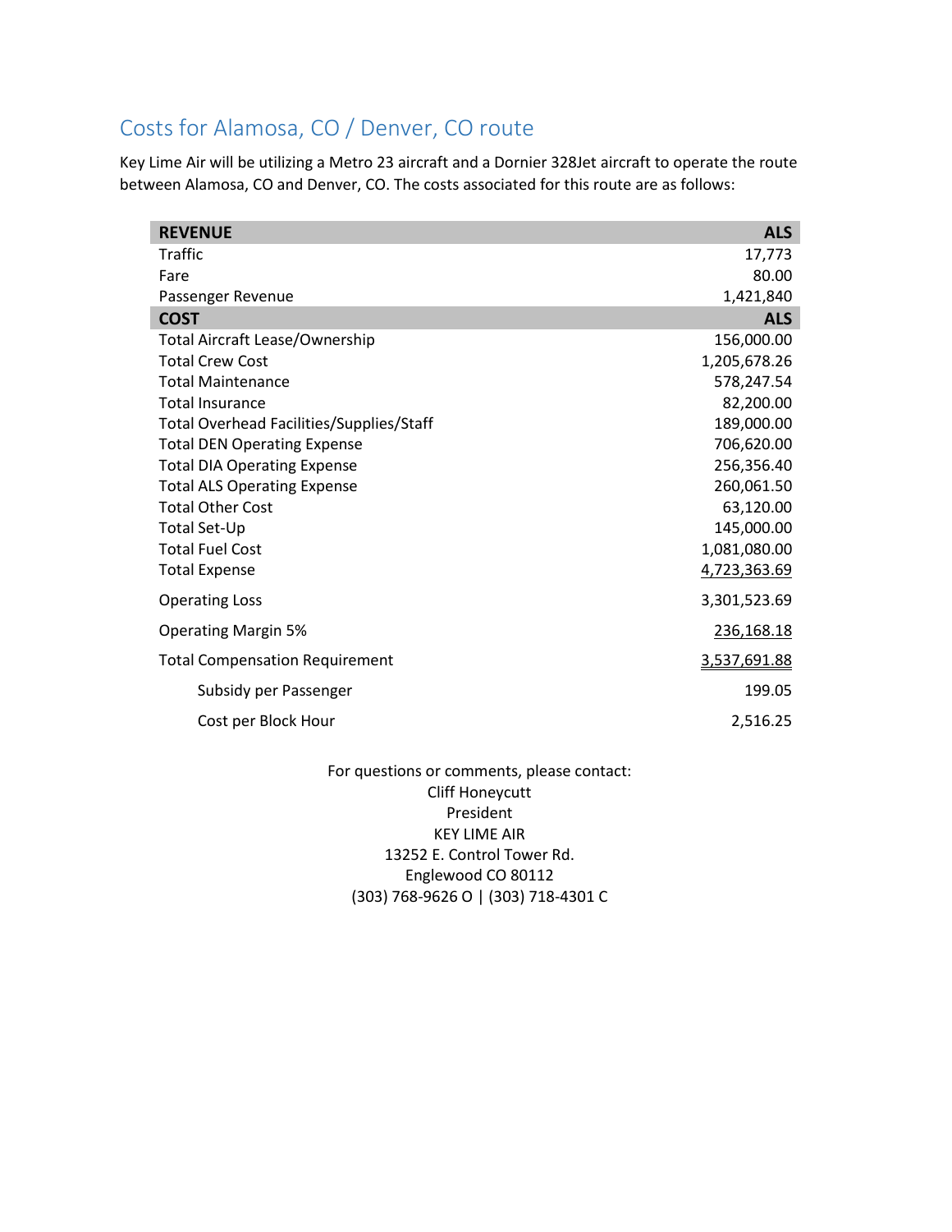## Costs for Alamosa, CO / Denver, CO route

Key Lime Air will be utilizing a Metro 23 aircraft and a Dornier 328Jet aircraft to operate the route between Alamosa, CO and Denver, CO. The costs associated for this route are as follows:

| **REVENUE** | **ALS** |
|---|---:|
| Traffic | 17,773 |
| Fare | 80.00 |
| Passenger Revenue | 1,421,840 |
| **COST** | **ALS** |
| Total Aircraft Lease/Ownership | 156,000.00 |
| Total Crew Cost | 1,205,678.26 |
| Total Maintenance | 578,247.54 |
| Total Insurance | 82,200.00 |
| Total Overhead Facilities/Supplies/Staff | 189,000.00 |
| Total DEN Operating Expense | 706,620.00 |
| Total DIA Operating Expense | 256,356.40 |
| Total ALS Operating Expense | 260,061.50 |
| Total Other Cost | 63,120.00 |
| Total Set-Up | 145,000.00 |
| Total Fuel Cost | 1,081,080.00 |
| Total Expense | 4,723,363.69 |
| Operating Loss | 3,301,523.69 |
| Operating Margin 5% | 236,168.18 |
| Total Compensation Requirement | 3,537,691.88 |
| Subsidy per Passenger | 199.05 |
| Cost per Block Hour | 2,516.25 |

For questions or comments, please contact:
Cliff Honeycutt
President
KEY LIME AIR
13252 E. Control Tower Rd.
Englewood CO 80112
(303) 768-9626 O | (303) 718-4301 C